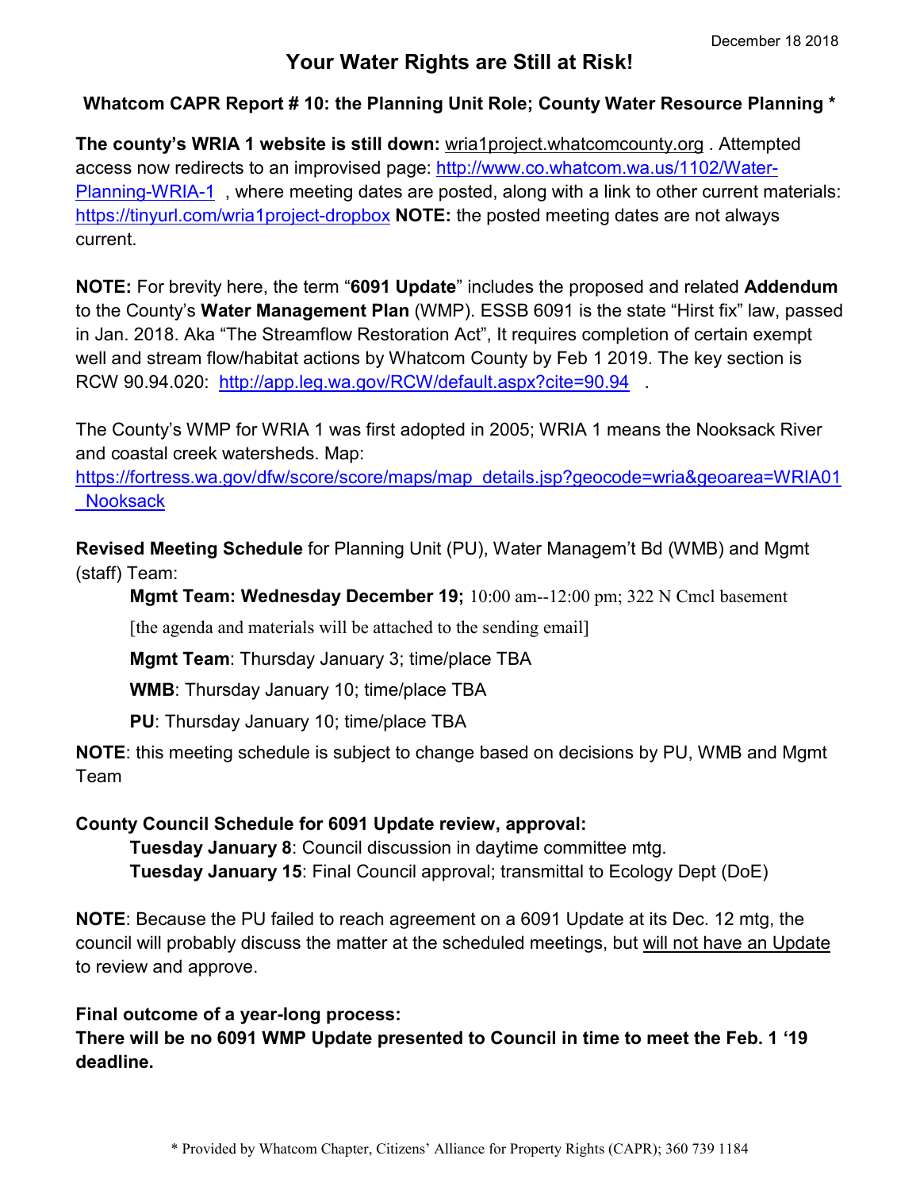December 18 2018

# Your Water Rights are Still at Risk!

### Whatcom CAPR Report # 10: the Planning Unit Role; County Water Resource Planning *

**The county's WRIA 1 website is still down:** wria1project.whatcomcounty.org . Attempted access now redirects to an improvised page: http://www.co.whatcom.wa.us/1102/Water-Planning-WRIA-1 , where meeting dates are posted, along with a link to other current materials: https://tinyurl.com/wria1project-dropbox **NOTE:** the posted meeting dates are not always current.

**NOTE:** For brevity here, the term "**6091 Update**" includes the proposed and related **Addendum** to the County's **Water Management Plan** (WMP). ESSB 6091 is the state "Hirst fix" law, passed in Jan. 2018. Aka "The Streamflow Restoration Act", It requires completion of certain exempt well and stream flow/habitat actions by Whatcom County by Feb 1 2019. The key section is RCW 90.94.020: http://app.leg.wa.gov/RCW/default.aspx?cite=90.94 .

The County's WMP for WRIA 1 was first adopted in 2005; WRIA 1 means the Nooksack River and coastal creek watersheds. Map: https://fortress.wa.gov/dfw/score/score/maps/map_details.jsp?geocode=wria&geoarea=WRIA01_Nooksack

**Revised Meeting Schedule** for Planning Unit (PU), Water Managem't Bd (WMB) and Mgmt (staff) Team:

- **Mgmt Team: Wednesday December 19;** 10:00 am--12:00 pm; 322 N Cmcl basement
  [the agenda and materials will be attached to the sending email]
- **Mgmt Team**: Thursday January 3; time/place TBA
- **WMB**: Thursday January 10; time/place TBA
- **PU**: Thursday January 10; time/place TBA

**NOTE**: this meeting schedule is subject to change based on decisions by PU, WMB and Mgmt Team

**County Council Schedule for 6091 Update review, approval:**

- **Tuesday January 8**: Council discussion in daytime committee mtg.
- **Tuesday January 15**: Final Council approval; transmittal to Ecology Dept (DoE)

**NOTE**: Because the PU failed to reach agreement on a 6091 Update at its Dec. 12 mtg, the council will probably discuss the matter at the scheduled meetings, but <u>will not have an Update</u> to review and approve.

**Final outcome of a year-long process:**
**There will be no 6091 WMP Update presented to Council in time to meet the Feb. 1 '19 deadline.**

* Provided by Whatcom Chapter, Citizens' Alliance for Property Rights (CAPR); 360 739 1184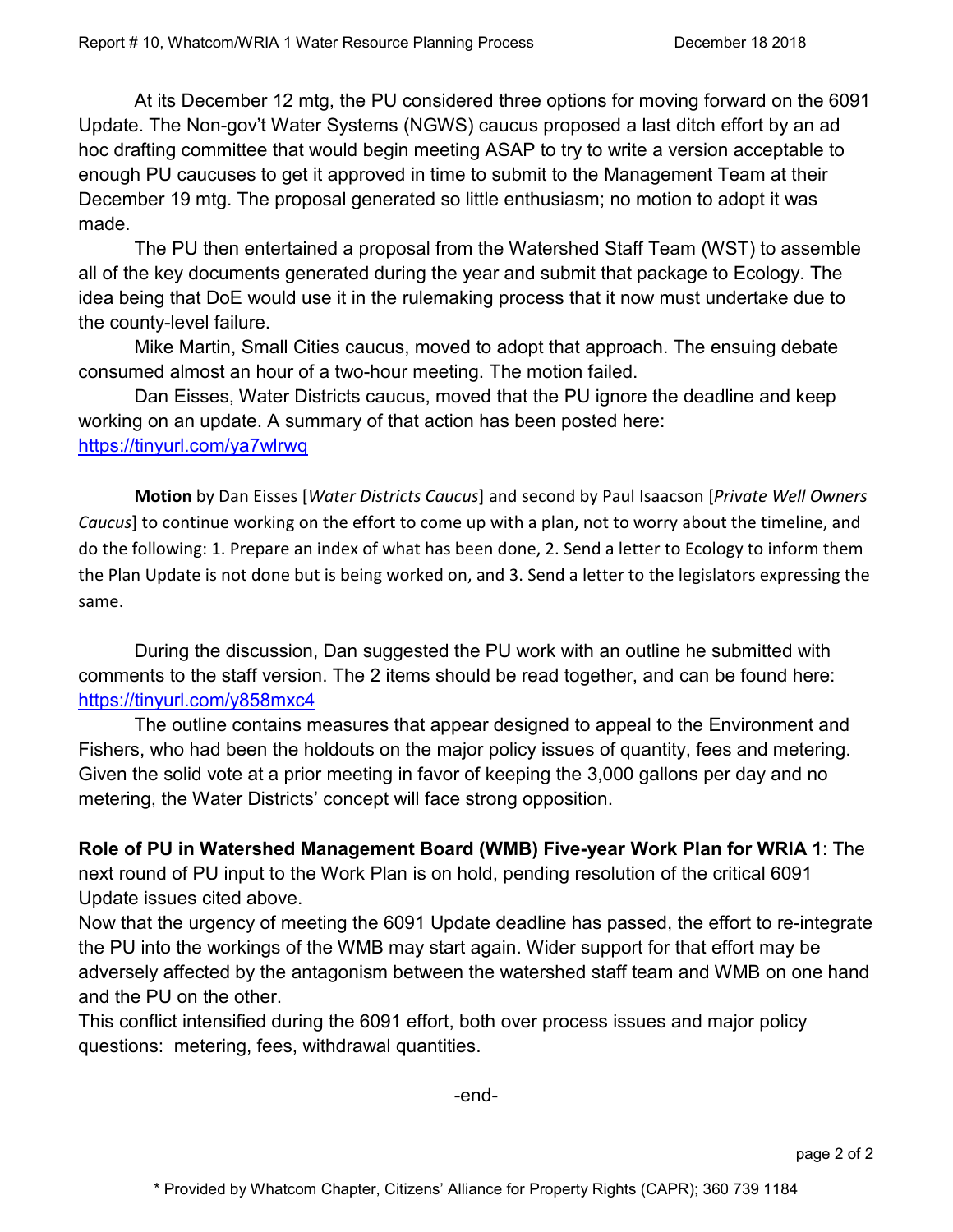At its December 12 mtg, the PU considered three options for moving forward on the 6091 Update. The Non-gov't Water Systems (NGWS) caucus proposed a last ditch effort by an ad hoc drafting committee that would begin meeting ASAP to try to write a version acceptable to enough PU caucuses to get it approved in time to submit to the Management Team at their December 19 mtg. The proposal generated so little enthusiasm; no motion to adopt it was made.

The PU then entertained a proposal from the Watershed Staff Team (WST) to assemble all of the key documents generated during the year and submit that package to Ecology. The idea being that DoE would use it in the rulemaking process that it now must undertake due to the county-level failure.

Mike Martin, Small Cities caucus, moved to adopt that approach. The ensuing debate consumed almost an hour of a two-hour meeting. The motion failed.

Dan Eisses, Water Districts caucus, moved that the PU ignore the deadline and keep working on an update. A summary of that action has been posted here: [https://tinyurl.com/ya7wlrwq](https://tinyurl.com/ya7wlrwq)

> **Motion** by Dan Eisses [*Water Districts Caucus*] and second by Paul Isaacson [*Private Well Owners Caucus*] to continue working on the effort to come up with a plan, not to worry about the timeline, and do the following: 1. Prepare an index of what has been done, 2. Send a letter to Ecology to inform them the Plan Update is not done but is being worked on, and 3. Send a letter to the legislators expressing the same.

During the discussion, Dan suggested the PU work with an outline he submitted with comments to the staff version. The 2 items should be read together, and can be found here: [https://tinyurl.com/y858mxc4](https://tinyurl.com/y858mxc4)

The outline contains measures that appear designed to appeal to the Environment and Fishers, who had been the holdouts on the major policy issues of quantity, fees and metering. Given the solid vote at a prior meeting in favor of keeping the 3,000 gallons per day and no metering, the Water Districts' concept will face strong opposition.

**Role of PU in Watershed Management Board (WMB) Five-year Work Plan for WRIA 1**: The next round of PU input to the Work Plan is on hold, pending resolution of the critical 6091 Update issues cited above.

Now that the urgency of meeting the 6091 Update deadline has passed, the effort to re-integrate the PU into the workings of the WMB may start again. Wider support for that effort may be adversely affected by the antagonism between the watershed staff team and WMB on one hand and the PU on the other.

This conflict intensified during the 6091 effort, both over process issues and major policy questions: metering, fees, withdrawal quantities.

-end-

\* Provided by Whatcom Chapter, Citizens' Alliance for Property Rights (CAPR); 360 739 1184